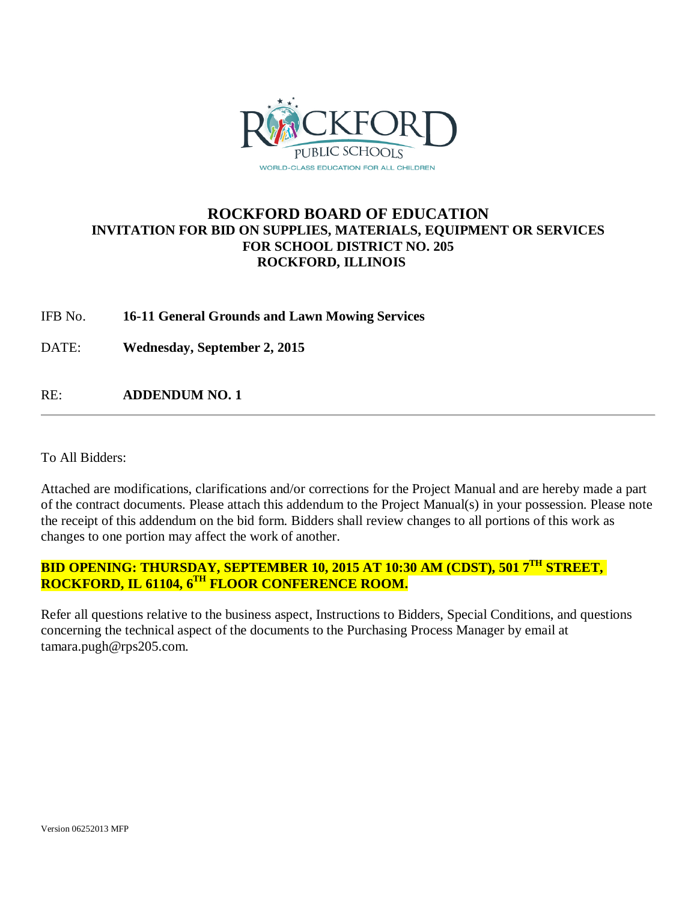# ROCKFORD BOARD OF EDUCATION

## INVITATION FOR BID ON SUPPLIES, MATERIALS, EQUIPMENT OR SERVICES FOR SCHOOL DISTRICT NO. 205 ROCKFORD, ILLINOIS

IFB No. **16-11 General Grounds and Lawn Mowing Services**

DATE: **Wednesday, September 2, 2015**

RE: **ADDENDUM NO. 1**

---

To All Bidders:

Attached are modifications, clarifications and/or corrections for the Project Manual and are hereby made a part of the contract documents. Please attach this addendum to the Project Manual(s) in your possession. Please note the receipt of this addendum on the bid form. Bidders shall review changes to all portions of this work as changes to one portion may affect the work of another.

**BID OPENING: THURSDAY, SEPTEMBER 10, 2015 AT 10:30 AM (CDST), 501 7TH STREET, ROCKFORD, IL 61104, 6TH FLOOR CONFERENCE ROOM.**

Refer all questions relative to the business aspect, Instructions to Bidders, Special Conditions, and questions concerning the technical aspect of the documents to the Purchasing Process Manager by email at tamara.pugh@rps205.com.

Version 06252013 MFP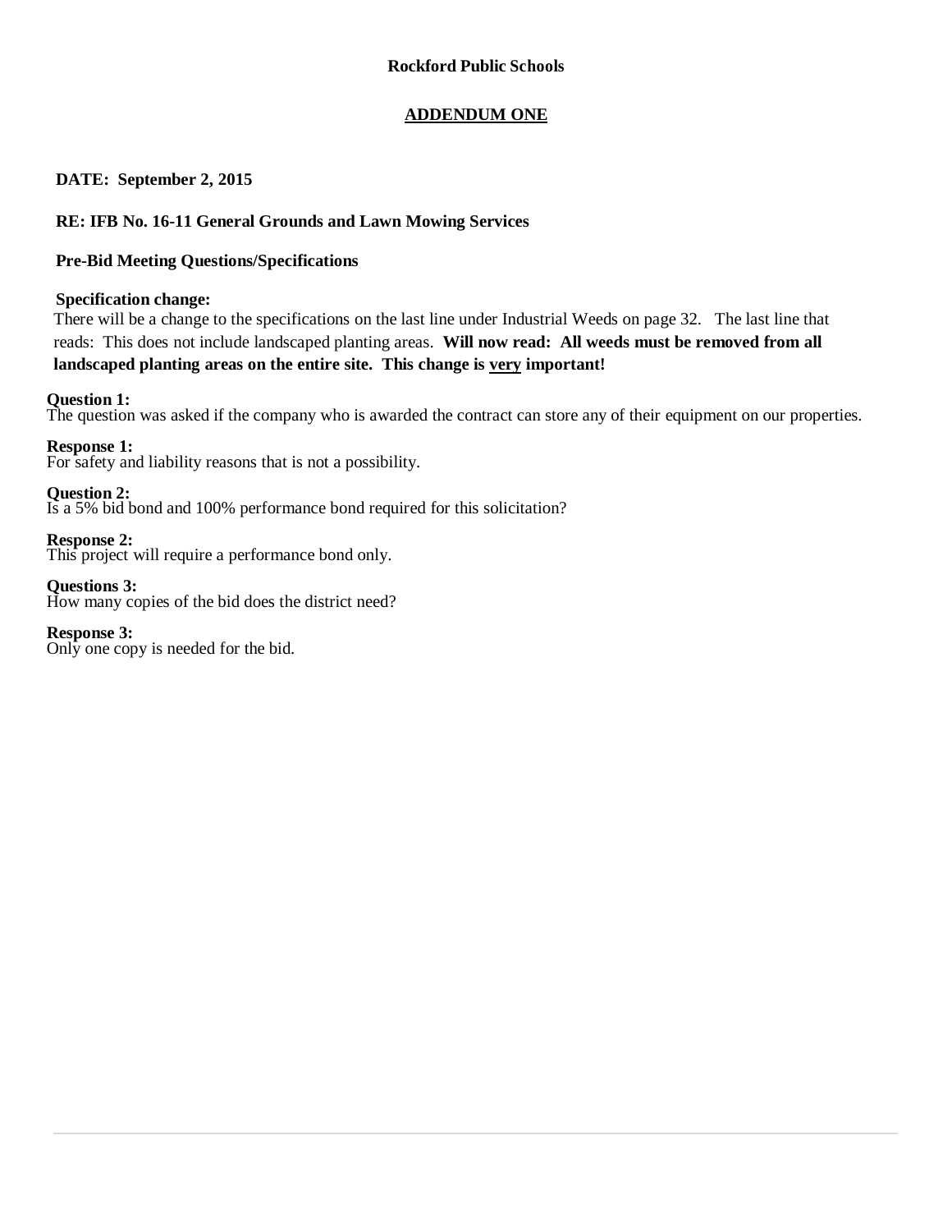**Rockford Public Schools**

## ADDENDUM ONE

**DATE: September 2, 2015**

**RE: IFB No. 16-11 General Grounds and Lawn Mowing Services**

**Pre-Bid Meeting Questions/Specifications**

**Specification change:**

There will be a change to the specifications on the last line under Industrial Weeds on page 32. The last line that reads: This does not include landscaped planting areas. **Will now read: All weeds must be removed from all landscaped planting areas on the entire site. This change is <u>very</u> important!**

**Question 1:**
The question was asked if the company who is awarded the contract can store any of their equipment on our properties.

**Response 1:**
For safety and liability reasons that is not a possibility.

**Question 2:**
Is a 5% bid bond and 100% performance bond required for this solicitation?

**Response 2:**
This project will require a performance bond only.

**Questions 3:**
How many copies of the bid does the district need?

**Response 3:**
Only one copy is needed for the bid.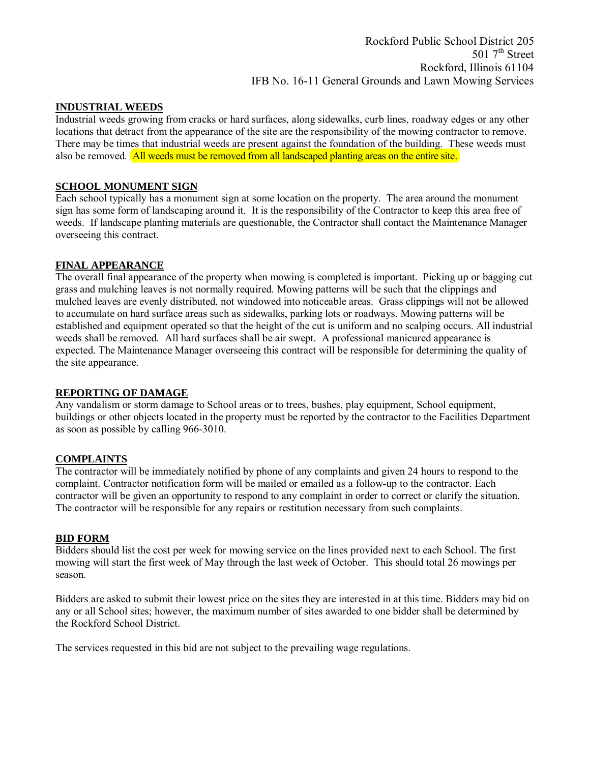## INDUSTRIAL WEEDS

Industrial weeds growing from cracks or hard surfaces, along sidewalks, curb lines, roadway edges or any other locations that detract from the appearance of the site are the responsibility of the mowing contractor to remove. There may be times that industrial weeds are present against the foundation of the building. These weeds must also be removed. All weeds must be removed from all landscaped planting areas on the entire site.

## SCHOOL MONUMENT SIGN

Each school typically has a monument sign at some location on the property. The area around the monument sign has some form of landscaping around it. It is the responsibility of the Contractor to keep this area free of weeds. If landscape planting materials are questionable, the Contractor shall contact the Maintenance Manager overseeing this contract.

## FINAL APPEARANCE

The overall final appearance of the property when mowing is completed is important. Picking up or bagging cut grass and mulching leaves is not normally required. Mowing patterns will be such that the clippings and mulched leaves are evenly distributed, not windowed into noticeable areas. Grass clippings will not be allowed to accumulate on hard surface areas such as sidewalks, parking lots or roadways. Mowing patterns will be established and equipment operated so that the height of the cut is uniform and no scalping occurs. All industrial weeds shall be removed. All hard surfaces shall be air swept. A professional manicured appearance is expected. The Maintenance Manager overseeing this contract will be responsible for determining the quality of the site appearance.

## REPORTING OF DAMAGE

Any vandalism or storm damage to School areas or to trees, bushes, play equipment, School equipment, buildings or other objects located in the property must be reported by the contractor to the Facilities Department as soon as possible by calling 966-3010.

## COMPLAINTS

The contractor will be immediately notified by phone of any complaints and given 24 hours to respond to the complaint. Contractor notification form will be mailed or emailed as a follow-up to the contractor. Each contractor will be given an opportunity to respond to any complaint in order to correct or clarify the situation. The contractor will be responsible for any repairs or restitution necessary from such complaints.

## BID FORM

Bidders should list the cost per week for mowing service on the lines provided next to each School. The first mowing will start the first week of May through the last week of October. This should total 26 mowings per season.

Bidders are asked to submit their lowest price on the sites they are interested in at this time. Bidders may bid on any or all School sites; however, the maximum number of sites awarded to one bidder shall be determined by the Rockford School District.

The services requested in this bid are not subject to the prevailing wage regulations.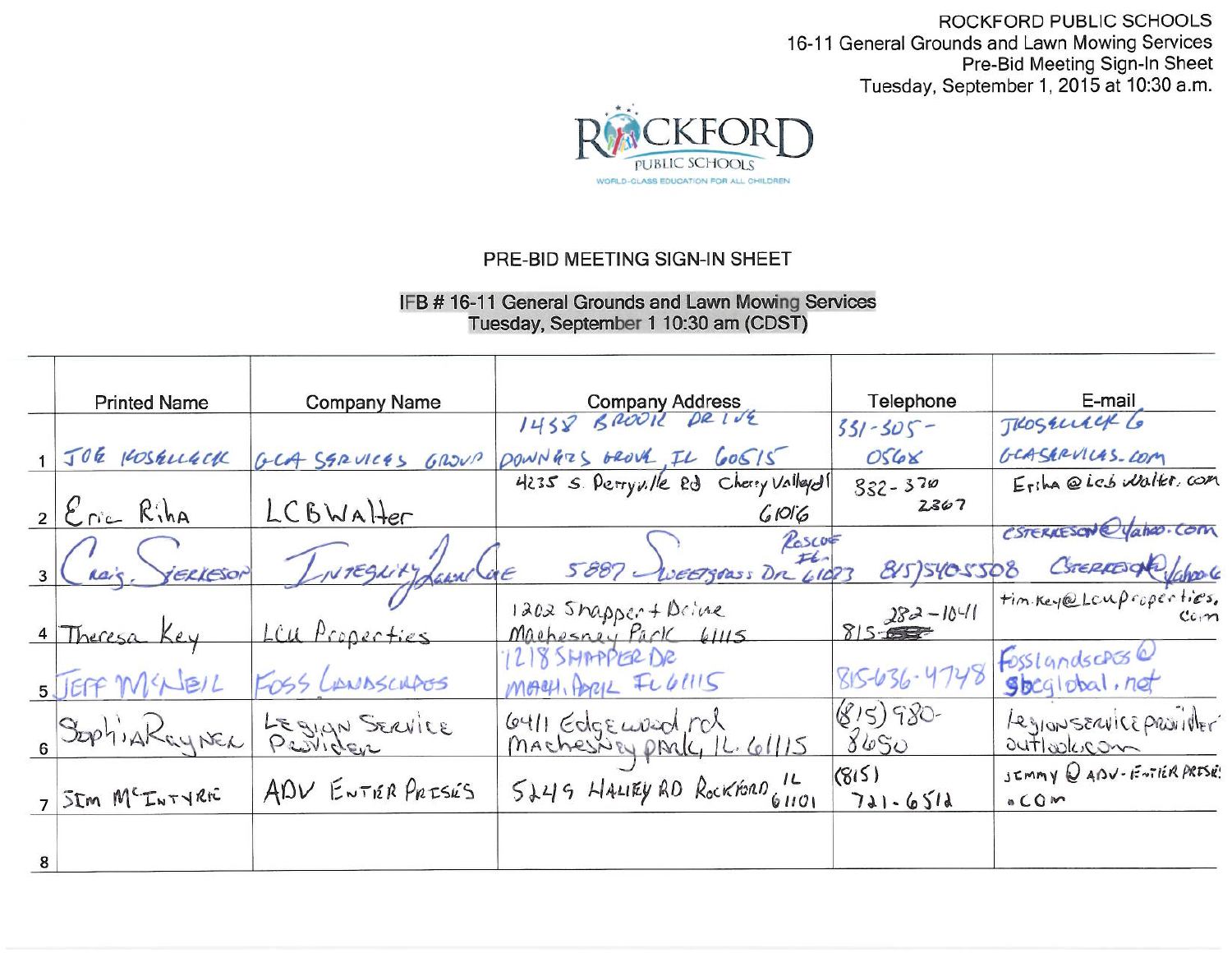ROCKFORD PUBLIC SCHOOLS
16-11 General Grounds and Lawn Mowing Services
Pre-Bid Meeting Sign-In Sheet
Tuesday, September 1, 2015 at 10:30 a.m.

ROCKFORD PUBLIC SCHOOLS
WORLD-CLASS EDUCATION FOR ALL CHILDREN

## PRE-BID MEETING SIGN-IN SHEET

**IFB # 16-11 General Grounds and Lawn Mowing Services**
**Tuesday, September 1 10:30 am (CDST)**

| | Printed Name | Company Name | Company Address | Telephone | E-mail |
|---|---|---|---|---|---|
| 1 | JOE KOSELLECK | GCA SERVICES GROUP | 1438 BROOK DRIVE DOWNERS GROVE, IL 60515 | 331-305-0568 | JKOSELLECK@GCASERVICES.COM |
| 2 | Eric Riha | LCBWalter | 4235 S. Perryville Rd Cherry Valley, Il 61016 | 832-370 2367 | Erika@lcbwalter.com |
| 3 | Craig Sierkesor | Integrity Lawn Care | 5887 Sweetgrass Dr Roscoe IL 61073 | 815)540-5508 | CSTERKESON@Yahoo.com CSTERKESON@Yahoo.c |
| 4 | Theresa Key | LCU Properties | 1202 Snapper Drive Machesney Park 61115 | 815-282-1041 | tim.key@LcuProperties.com |
| 5 | JEFF MCNEIL | FOSS LANDSCAPES | 1218 SNAPPER DR MACH. PARK IL 61115 | 815-636-4748 | Fosslandscapes@sbcglobal.net |
| 6 | SophiARaynER | Legion Service Provider | 6411 Edgewood rd Machesney park, IL. 61115 | (815) 980-8650 | legionserviceprovider@outlook.com |
| 7 | JIM MCINTYRE | ADV ENTERPRISES | 5249 HALEY RD ROCKFORD, IL 61101 | (815) 721-6512 | JIMMY@ADV-ENTERPRISES.COM |
| 8 | | | | | |